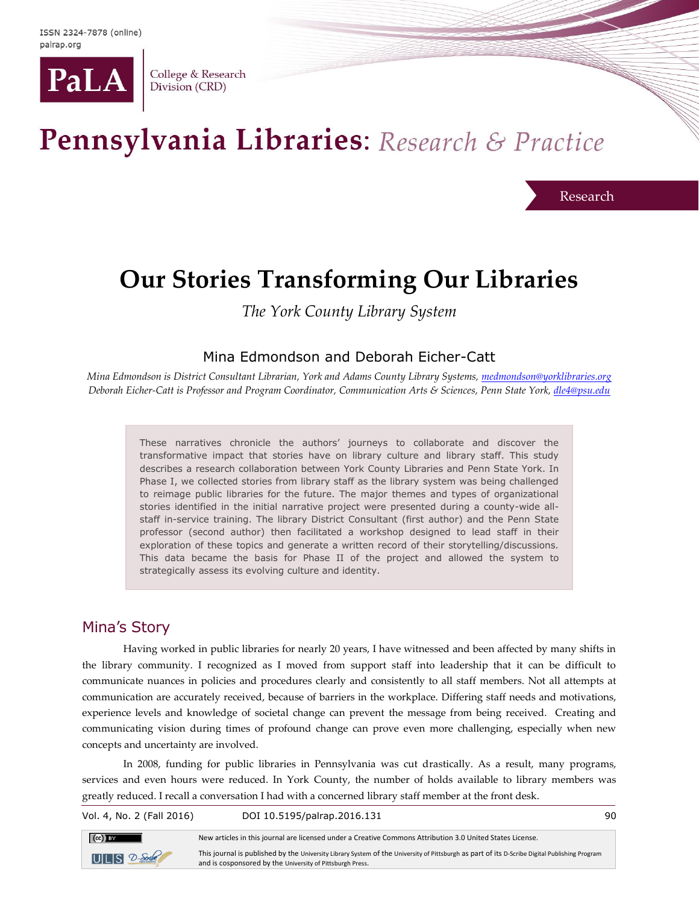# Our Stories Transforming Our Libraries

*The York County Library System*

Mina Edmondson and Deborah Eicher-Catt

*Mina Edmondson is District Consultant Librarian, York and Adams County Library Systems, medmondson@yorklibraries.org*
*Deborah Eicher-Catt is Professor and Program Coordinator, Communication Arts & Sciences, Penn State York, dle4@psu.edu*

These narratives chronicle the authors' journeys to collaborate and discover the transformative impact that stories have on library culture and library staff. This study describes a research collaboration between York County Libraries and Penn State York. In Phase I, we collected stories from library staff as the library system was being challenged to reimage public libraries for the future. The major themes and types of organizational stories identified in the initial narrative project were presented during a county-wide all-staff in-service training. The library District Consultant (first author) and the Penn State professor (second author) then facilitated a workshop designed to lead staff in their exploration of these topics and generate a written record of their storytelling/discussions. This data became the basis for Phase II of the project and allowed the system to strategically assess its evolving culture and identity.

## Mina's Story

Having worked in public libraries for nearly 20 years, I have witnessed and been affected by many shifts in the library community. I recognized as I moved from support staff into leadership that it can be difficult to communicate nuances in policies and procedures clearly and consistently to all staff members. Not all attempts at communication are accurately received, because of barriers in the workplace. Differing staff needs and motivations, experience levels and knowledge of societal change can prevent the message from being received. Creating and communicating vision during times of profound change can prove even more challenging, especially when new concepts and uncertainty are involved.

In 2008, funding for public libraries in Pennsylvania was cut drastically. As a result, many programs, services and even hours were reduced. In York County, the number of holds available to library members was greatly reduced. I recall a conversation I had with a concerned library staff member at the front desk.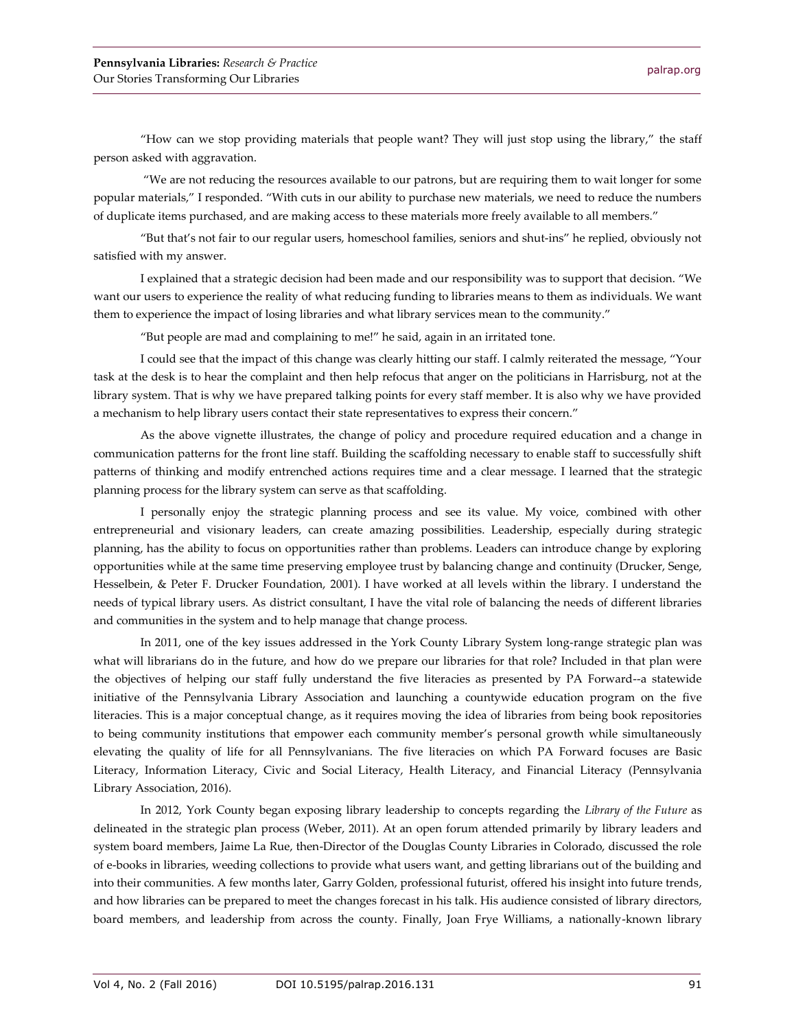"How can we stop providing materials that people want? They will just stop using the library," the staff person asked with aggravation.

"We are not reducing the resources available to our patrons, but are requiring them to wait longer for some popular materials," I responded. "With cuts in our ability to purchase new materials, we need to reduce the numbers of duplicate items purchased, and are making access to these materials more freely available to all members."

"But that's not fair to our regular users, homeschool families, seniors and shut-ins" he replied, obviously not satisfied with my answer.

I explained that a strategic decision had been made and our responsibility was to support that decision. "We want our users to experience the reality of what reducing funding to libraries means to them as individuals. We want them to experience the impact of losing libraries and what library services mean to the community."

"But people are mad and complaining to me!" he said, again in an irritated tone.

I could see that the impact of this change was clearly hitting our staff. I calmly reiterated the message, "Your task at the desk is to hear the complaint and then help refocus that anger on the politicians in Harrisburg, not at the library system. That is why we have prepared talking points for every staff member. It is also why we have provided a mechanism to help library users contact their state representatives to express their concern."

As the above vignette illustrates, the change of policy and procedure required education and a change in communication patterns for the front line staff. Building the scaffolding necessary to enable staff to successfully shift patterns of thinking and modify entrenched actions requires time and a clear message. I learned that the strategic planning process for the library system can serve as that scaffolding.

I personally enjoy the strategic planning process and see its value. My voice, combined with other entrepreneurial and visionary leaders, can create amazing possibilities. Leadership, especially during strategic planning, has the ability to focus on opportunities rather than problems. Leaders can introduce change by exploring opportunities while at the same time preserving employee trust by balancing change and continuity (Drucker, Senge, Hesselbein, & Peter F. Drucker Foundation, 2001). I have worked at all levels within the library. I understand the needs of typical library users. As district consultant, I have the vital role of balancing the needs of different libraries and communities in the system and to help manage that change process.

In 2011, one of the key issues addressed in the York County Library System long-range strategic plan was what will librarians do in the future, and how do we prepare our libraries for that role? Included in that plan were the objectives of helping our staff fully understand the five literacies as presented by PA Forward--a statewide initiative of the Pennsylvania Library Association and launching a countywide education program on the five literacies. This is a major conceptual change, as it requires moving the idea of libraries from being book repositories to being community institutions that empower each community member's personal growth while simultaneously elevating the quality of life for all Pennsylvanians. The five literacies on which PA Forward focuses are Basic Literacy, Information Literacy, Civic and Social Literacy, Health Literacy, and Financial Literacy (Pennsylvania Library Association, 2016).

In 2012, York County began exposing library leadership to concepts regarding the *Library of the Future* as delineated in the strategic plan process (Weber, 2011). At an open forum attended primarily by library leaders and system board members, Jaime La Rue, then-Director of the Douglas County Libraries in Colorado, discussed the role of e-books in libraries, weeding collections to provide what users want, and getting librarians out of the building and into their communities. A few months later, Garry Golden, professional futurist, offered his insight into future trends, and how libraries can be prepared to meet the changes forecast in his talk. His audience consisted of library directors, board members, and leadership from across the county. Finally, Joan Frye Williams, a nationally-known library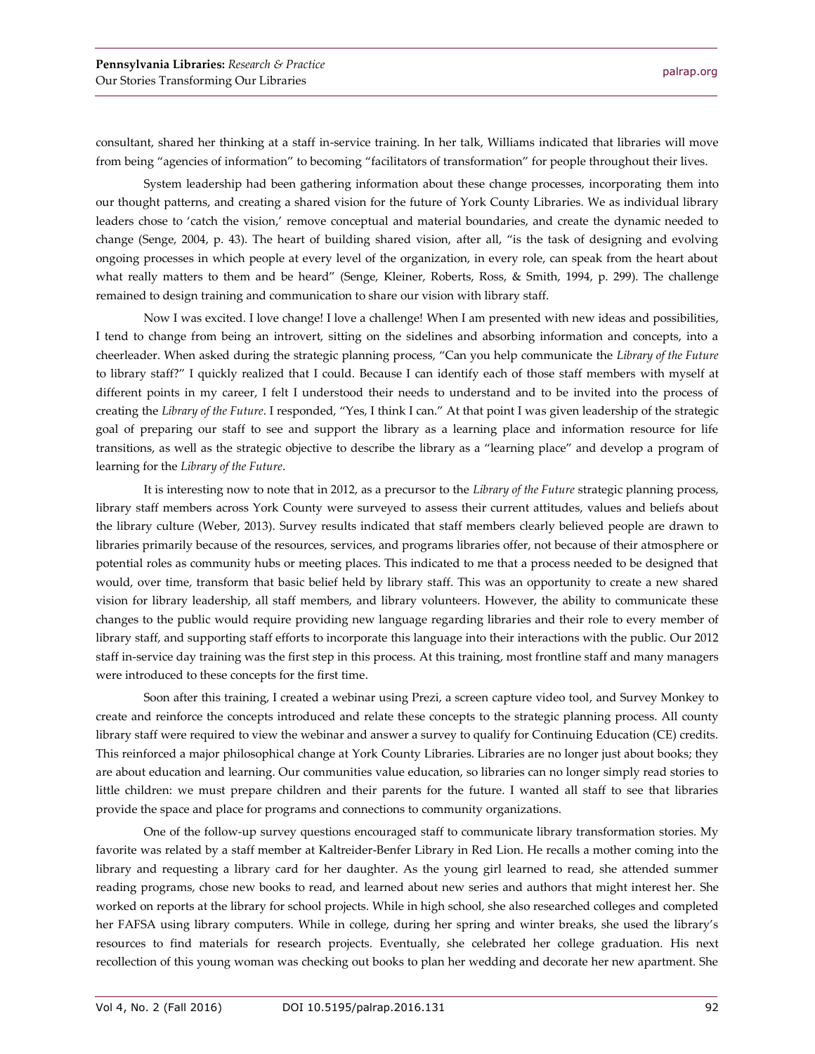consultant, shared her thinking at a staff in-service training. In her talk, Williams indicated that libraries will move from being "agencies of information" to becoming "facilitators of transformation" for people throughout their lives.

System leadership had been gathering information about these change processes, incorporating them into our thought patterns, and creating a shared vision for the future of York County Libraries. We as individual library leaders chose to 'catch the vision,' remove conceptual and material boundaries, and create the dynamic needed to change (Senge, 2004, p. 43). The heart of building shared vision, after all, "is the task of designing and evolving ongoing processes in which people at every level of the organization, in every role, can speak from the heart about what really matters to them and be heard" (Senge, Kleiner, Roberts, Ross, & Smith, 1994, p. 299). The challenge remained to design training and communication to share our vision with library staff.

Now I was excited. I love change! I love a challenge! When I am presented with new ideas and possibilities, I tend to change from being an introvert, sitting on the sidelines and absorbing information and concepts, into a cheerleader. When asked during the strategic planning process, "Can you help communicate the *Library of the Future* to library staff?" I quickly realized that I could. Because I can identify each of those staff members with myself at different points in my career, I felt I understood their needs to understand and to be invited into the process of creating the *Library of the Future*. I responded, "Yes, I think I can." At that point I was given leadership of the strategic goal of preparing our staff to see and support the library as a learning place and information resource for life transitions, as well as the strategic objective to describe the library as a "learning place" and develop a program of learning for the *Library of the Future*.

It is interesting now to note that in 2012, as a precursor to the *Library of the Future* strategic planning process, library staff members across York County were surveyed to assess their current attitudes, values and beliefs about the library culture (Weber, 2013). Survey results indicated that staff members clearly believed people are drawn to libraries primarily because of the resources, services, and programs libraries offer, not because of their atmosphere or potential roles as community hubs or meeting places. This indicated to me that a process needed to be designed that would, over time, transform that basic belief held by library staff. This was an opportunity to create a new shared vision for library leadership, all staff members, and library volunteers. However, the ability to communicate these changes to the public would require providing new language regarding libraries and their role to every member of library staff, and supporting staff efforts to incorporate this language into their interactions with the public. Our 2012 staff in-service day training was the first step in this process. At this training, most frontline staff and many managers were introduced to these concepts for the first time.

Soon after this training, I created a webinar using Prezi, a screen capture video tool, and Survey Monkey to create and reinforce the concepts introduced and relate these concepts to the strategic planning process. All county library staff were required to view the webinar and answer a survey to qualify for Continuing Education (CE) credits. This reinforced a major philosophical change at York County Libraries. Libraries are no longer just about books; they are about education and learning. Our communities value education, so libraries can no longer simply read stories to little children: we must prepare children and their parents for the future. I wanted all staff to see that libraries provide the space and place for programs and connections to community organizations.

One of the follow-up survey questions encouraged staff to communicate library transformation stories. My favorite was related by a staff member at Kaltreider-Benfer Library in Red Lion. He recalls a mother coming into the library and requesting a library card for her daughter. As the young girl learned to read, she attended summer reading programs, chose new books to read, and learned about new series and authors that might interest her. She worked on reports at the library for school projects. While in high school, she also researched colleges and completed her FAFSA using library computers. While in college, during her spring and winter breaks, she used the library's resources to find materials for research projects. Eventually, she celebrated her college graduation. His next recollection of this young woman was checking out books to plan her wedding and decorate her new apartment. She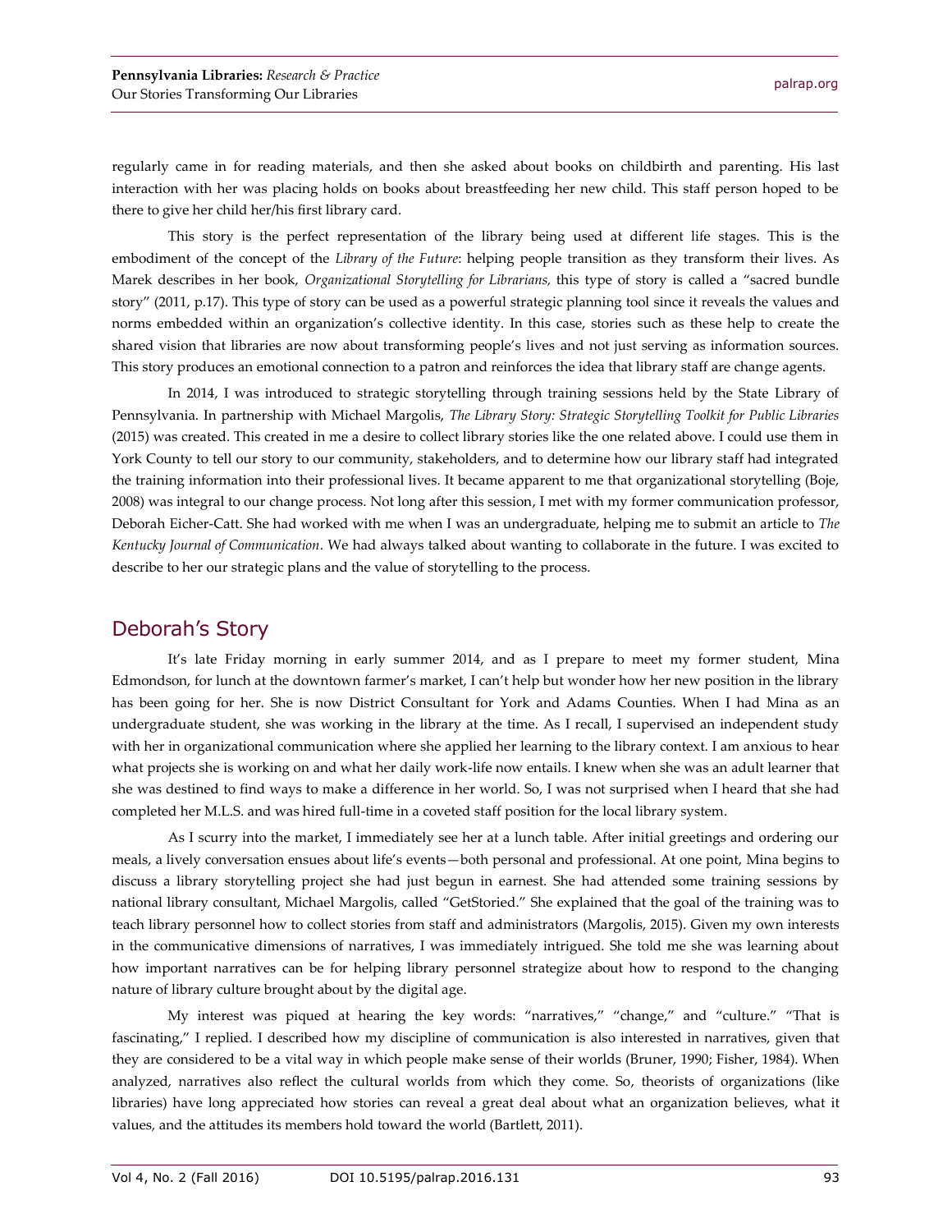regularly came in for reading materials, and then she asked about books on childbirth and parenting. His last interaction with her was placing holds on books about breastfeeding her new child. This staff person hoped to be there to give her child her/his first library card.

This story is the perfect representation of the library being used at different life stages. This is the embodiment of the concept of the *Library of the Future*: helping people transition as they transform their lives. As Marek describes in her book, *Organizational Storytelling for Librarians,* this type of story is called a "sacred bundle story" (2011, p.17). This type of story can be used as a powerful strategic planning tool since it reveals the values and norms embedded within an organization's collective identity. In this case, stories such as these help to create the shared vision that libraries are now about transforming people's lives and not just serving as information sources. This story produces an emotional connection to a patron and reinforces the idea that library staff are change agents.

In 2014, I was introduced to strategic storytelling through training sessions held by the State Library of Pennsylvania. In partnership with Michael Margolis, *The Library Story: Strategic Storytelling Toolkit for Public Libraries* (2015) was created. This created in me a desire to collect library stories like the one related above. I could use them in York County to tell our story to our community, stakeholders, and to determine how our library staff had integrated the training information into their professional lives. It became apparent to me that organizational storytelling (Boje, 2008) was integral to our change process. Not long after this session, I met with my former communication professor, Deborah Eicher-Catt. She had worked with me when I was an undergraduate, helping me to submit an article to *The Kentucky Journal of Communication*. We had always talked about wanting to collaborate in the future. I was excited to describe to her our strategic plans and the value of storytelling to the process.

## Deborah's Story

It's late Friday morning in early summer 2014, and as I prepare to meet my former student, Mina Edmondson, for lunch at the downtown farmer's market, I can't help but wonder how her new position in the library has been going for her. She is now District Consultant for York and Adams Counties. When I had Mina as an undergraduate student, she was working in the library at the time. As I recall, I supervised an independent study with her in organizational communication where she applied her learning to the library context. I am anxious to hear what projects she is working on and what her daily work-life now entails. I knew when she was an adult learner that she was destined to find ways to make a difference in her world. So, I was not surprised when I heard that she had completed her M.L.S. and was hired full-time in a coveted staff position for the local library system.

As I scurry into the market, I immediately see her at a lunch table. After initial greetings and ordering our meals, a lively conversation ensues about life's events—both personal and professional. At one point, Mina begins to discuss a library storytelling project she had just begun in earnest. She had attended some training sessions by national library consultant, Michael Margolis, called "GetStoried." She explained that the goal of the training was to teach library personnel how to collect stories from staff and administrators (Margolis, 2015). Given my own interests in the communicative dimensions of narratives, I was immediately intrigued. She told me she was learning about how important narratives can be for helping library personnel strategize about how to respond to the changing nature of library culture brought about by the digital age.

My interest was piqued at hearing the key words: "narratives," "change," and "culture." "That is fascinating," I replied. I described how my discipline of communication is also interested in narratives, given that they are considered to be a vital way in which people make sense of their worlds (Bruner, 1990; Fisher, 1984). When analyzed, narratives also reflect the cultural worlds from which they come. So, theorists of organizations (like libraries) have long appreciated how stories can reveal a great deal about what an organization believes, what it values, and the attitudes its members hold toward the world (Bartlett, 2011).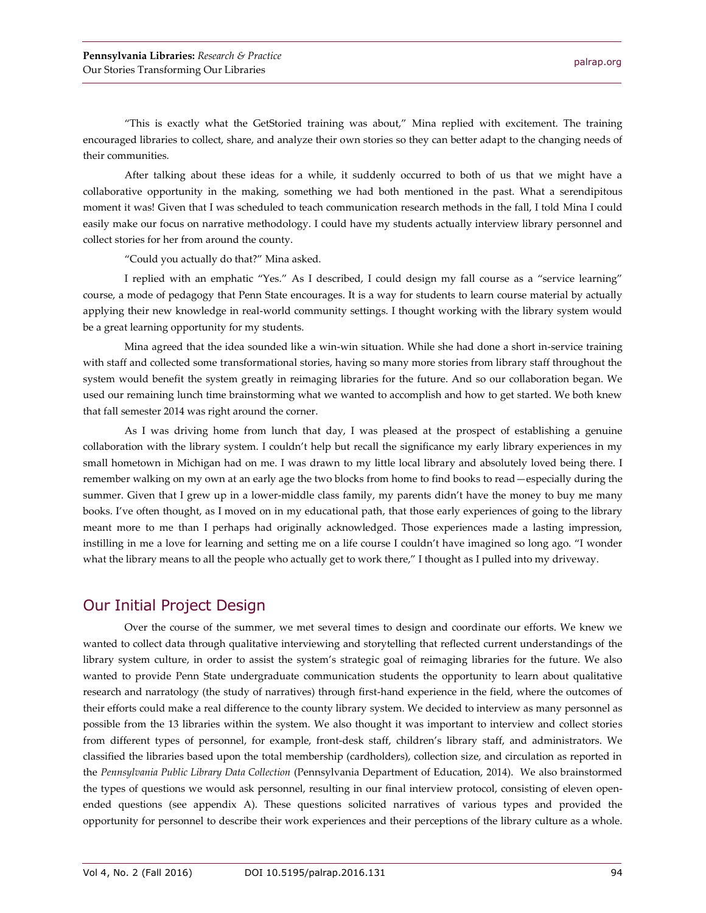"This is exactly what the GetStoried training was about," Mina replied with excitement. The training encouraged libraries to collect, share, and analyze their own stories so they can better adapt to the changing needs of their communities.

After talking about these ideas for a while, it suddenly occurred to both of us that we might have a collaborative opportunity in the making, something we had both mentioned in the past. What a serendipitous moment it was! Given that I was scheduled to teach communication research methods in the fall, I told Mina I could easily make our focus on narrative methodology. I could have my students actually interview library personnel and collect stories for her from around the county.

"Could you actually do that?" Mina asked.

I replied with an emphatic "Yes." As I described, I could design my fall course as a "service learning" course, a mode of pedagogy that Penn State encourages. It is a way for students to learn course material by actually applying their new knowledge in real-world community settings. I thought working with the library system would be a great learning opportunity for my students.

Mina agreed that the idea sounded like a win-win situation. While she had done a short in-service training with staff and collected some transformational stories, having so many more stories from library staff throughout the system would benefit the system greatly in reimaging libraries for the future. And so our collaboration began. We used our remaining lunch time brainstorming what we wanted to accomplish and how to get started. We both knew that fall semester 2014 was right around the corner.

As I was driving home from lunch that day, I was pleased at the prospect of establishing a genuine collaboration with the library system. I couldn't help but recall the significance my early library experiences in my small hometown in Michigan had on me. I was drawn to my little local library and absolutely loved being there. I remember walking on my own at an early age the two blocks from home to find books to read—especially during the summer. Given that I grew up in a lower-middle class family, my parents didn't have the money to buy me many books. I've often thought, as I moved on in my educational path, that those early experiences of going to the library meant more to me than I perhaps had originally acknowledged. Those experiences made a lasting impression, instilling in me a love for learning and setting me on a life course I couldn't have imagined so long ago. "I wonder what the library means to all the people who actually get to work there," I thought as I pulled into my driveway.

## Our Initial Project Design

Over the course of the summer, we met several times to design and coordinate our efforts. We knew we wanted to collect data through qualitative interviewing and storytelling that reflected current understandings of the library system culture, in order to assist the system's strategic goal of reimaging libraries for the future. We also wanted to provide Penn State undergraduate communication students the opportunity to learn about qualitative research and narratology (the study of narratives) through first-hand experience in the field, where the outcomes of their efforts could make a real difference to the county library system. We decided to interview as many personnel as possible from the 13 libraries within the system. We also thought it was important to interview and collect stories from different types of personnel, for example, front-desk staff, children's library staff, and administrators. We classified the libraries based upon the total membership (cardholders), collection size, and circulation as reported in the *Pennsylvania Public Library Data Collection* (Pennsylvania Department of Education, 2014). We also brainstormed the types of questions we would ask personnel, resulting in our final interview protocol, consisting of eleven open-ended questions (see appendix A). These questions solicited narratives of various types and provided the opportunity for personnel to describe their work experiences and their perceptions of the library culture as a whole.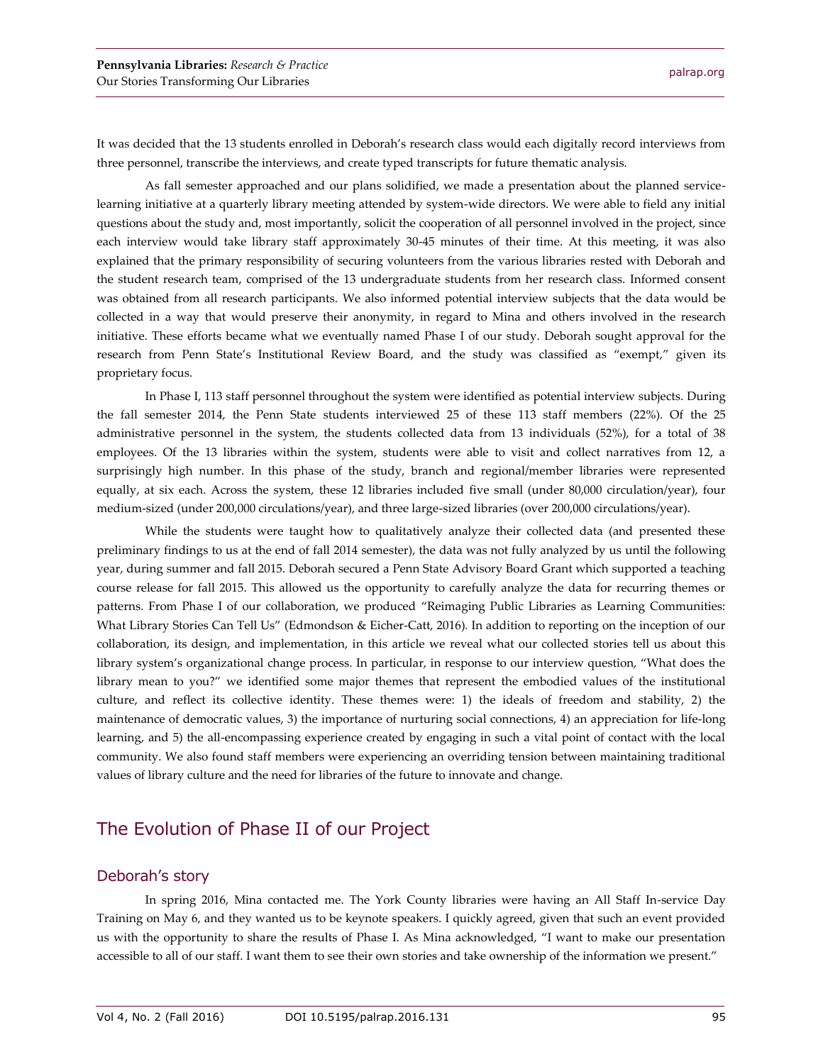It was decided that the 13 students enrolled in Deborah's research class would each digitally record interviews from three personnel, transcribe the interviews, and create typed transcripts for future thematic analysis.

As fall semester approached and our plans solidified, we made a presentation about the planned service-learning initiative at a quarterly library meeting attended by system-wide directors. We were able to field any initial questions about the study and, most importantly, solicit the cooperation of all personnel involved in the project, since each interview would take library staff approximately 30-45 minutes of their time. At this meeting, it was also explained that the primary responsibility of securing volunteers from the various libraries rested with Deborah and the student research team, comprised of the 13 undergraduate students from her research class. Informed consent was obtained from all research participants. We also informed potential interview subjects that the data would be collected in a way that would preserve their anonymity, in regard to Mina and others involved in the research initiative. These efforts became what we eventually named Phase I of our study. Deborah sought approval for the research from Penn State's Institutional Review Board, and the study was classified as "exempt," given its proprietary focus.

In Phase I, 113 staff personnel throughout the system were identified as potential interview subjects. During the fall semester 2014, the Penn State students interviewed 25 of these 113 staff members (22%). Of the 25 administrative personnel in the system, the students collected data from 13 individuals (52%), for a total of 38 employees. Of the 13 libraries within the system, students were able to visit and collect narratives from 12, a surprisingly high number. In this phase of the study, branch and regional/member libraries were represented equally, at six each. Across the system, these 12 libraries included five small (under 80,000 circulation/year), four medium-sized (under 200,000 circulations/year), and three large-sized libraries (over 200,000 circulations/year).

While the students were taught how to qualitatively analyze their collected data (and presented these preliminary findings to us at the end of fall 2014 semester), the data was not fully analyzed by us until the following year, during summer and fall 2015. Deborah secured a Penn State Advisory Board Grant which supported a teaching course release for fall 2015. This allowed us the opportunity to carefully analyze the data for recurring themes or patterns. From Phase I of our collaboration, we produced "Reimaging Public Libraries as Learning Communities: What Library Stories Can Tell Us" (Edmondson & Eicher-Catt, 2016). In addition to reporting on the inception of our collaboration, its design, and implementation, in this article we reveal what our collected stories tell us about this library system's organizational change process. In particular, in response to our interview question, "What does the library mean to you?" we identified some major themes that represent the embodied values of the institutional culture, and reflect its collective identity. These themes were: 1) the ideals of freedom and stability, 2) the maintenance of democratic values, 3) the importance of nurturing social connections, 4) an appreciation for life-long learning, and 5) the all-encompassing experience created by engaging in such a vital point of contact with the local community. We also found staff members were experiencing an overriding tension between maintaining traditional values of library culture and the need for libraries of the future to innovate and change.

## The Evolution of Phase II of our Project

### Deborah's story

In spring 2016, Mina contacted me. The York County libraries were having an All Staff In-service Day Training on May 6, and they wanted us to be keynote speakers. I quickly agreed, given that such an event provided us with the opportunity to share the results of Phase I. As Mina acknowledged, "I want to make our presentation accessible to all of our staff. I want them to see their own stories and take ownership of the information we present."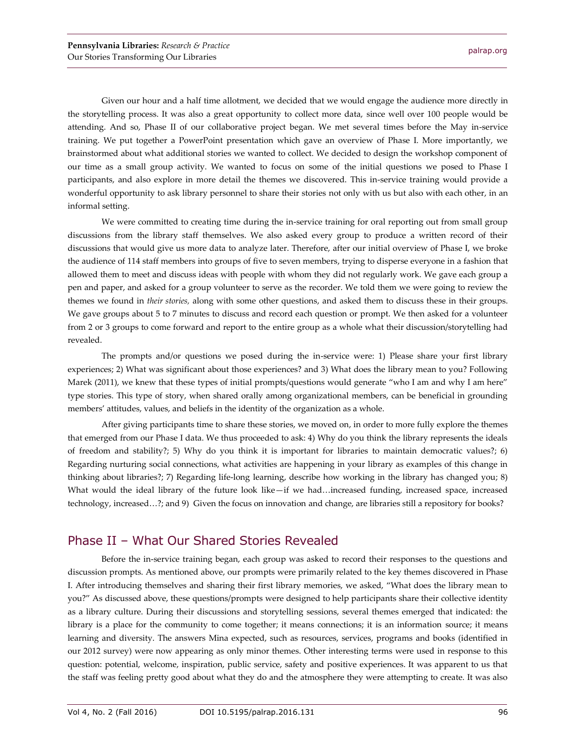Given our hour and a half time allotment, we decided that we would engage the audience more directly in the storytelling process. It was also a great opportunity to collect more data, since well over 100 people would be attending. And so, Phase II of our collaborative project began. We met several times before the May in-service training. We put together a PowerPoint presentation which gave an overview of Phase I. More importantly, we brainstormed about what additional stories we wanted to collect. We decided to design the workshop component of our time as a small group activity. We wanted to focus on some of the initial questions we posed to Phase I participants, and also explore in more detail the themes we discovered. This in-service training would provide a wonderful opportunity to ask library personnel to share their stories not only with us but also with each other, in an informal setting.

We were committed to creating time during the in-service training for oral reporting out from small group discussions from the library staff themselves. We also asked every group to produce a written record of their discussions that would give us more data to analyze later. Therefore, after our initial overview of Phase I, we broke the audience of 114 staff members into groups of five to seven members, trying to disperse everyone in a fashion that allowed them to meet and discuss ideas with people with whom they did not regularly work. We gave each group a pen and paper, and asked for a group volunteer to serve as the recorder. We told them we were going to review the themes we found in *their stories,* along with some other questions, and asked them to discuss these in their groups. We gave groups about 5 to 7 minutes to discuss and record each question or prompt. We then asked for a volunteer from 2 or 3 groups to come forward and report to the entire group as a whole what their discussion/storytelling had revealed.

The prompts and/or questions we posed during the in-service were: 1) Please share your first library experiences; 2) What was significant about those experiences? and 3) What does the library mean to you? Following Marek (2011), we knew that these types of initial prompts/questions would generate "who I am and why I am here" type stories. This type of story, when shared orally among organizational members, can be beneficial in grounding members' attitudes, values, and beliefs in the identity of the organization as a whole.

After giving participants time to share these stories, we moved on, in order to more fully explore the themes that emerged from our Phase I data. We thus proceeded to ask: 4) Why do you think the library represents the ideals of freedom and stability?; 5) Why do you think it is important for libraries to maintain democratic values?; 6) Regarding nurturing social connections, what activities are happening in your library as examples of this change in thinking about libraries?; 7) Regarding life-long learning, describe how working in the library has changed you; 8) What would the ideal library of the future look like—if we had…increased funding, increased space, increased technology, increased…?; and 9) Given the focus on innovation and change, are libraries still a repository for books?

## Phase II – What Our Shared Stories Revealed

Before the in-service training began, each group was asked to record their responses to the questions and discussion prompts. As mentioned above, our prompts were primarily related to the key themes discovered in Phase I. After introducing themselves and sharing their first library memories, we asked, "What does the library mean to you?" As discussed above, these questions/prompts were designed to help participants share their collective identity as a library culture. During their discussions and storytelling sessions, several themes emerged that indicated: the library is a place for the community to come together; it means connections; it is an information source; it means learning and diversity. The answers Mina expected, such as resources, services, programs and books (identified in our 2012 survey) were now appearing as only minor themes. Other interesting terms were used in response to this question: potential, welcome, inspiration, public service, safety and positive experiences. It was apparent to us that the staff was feeling pretty good about what they do and the atmosphere they were attempting to create. It was also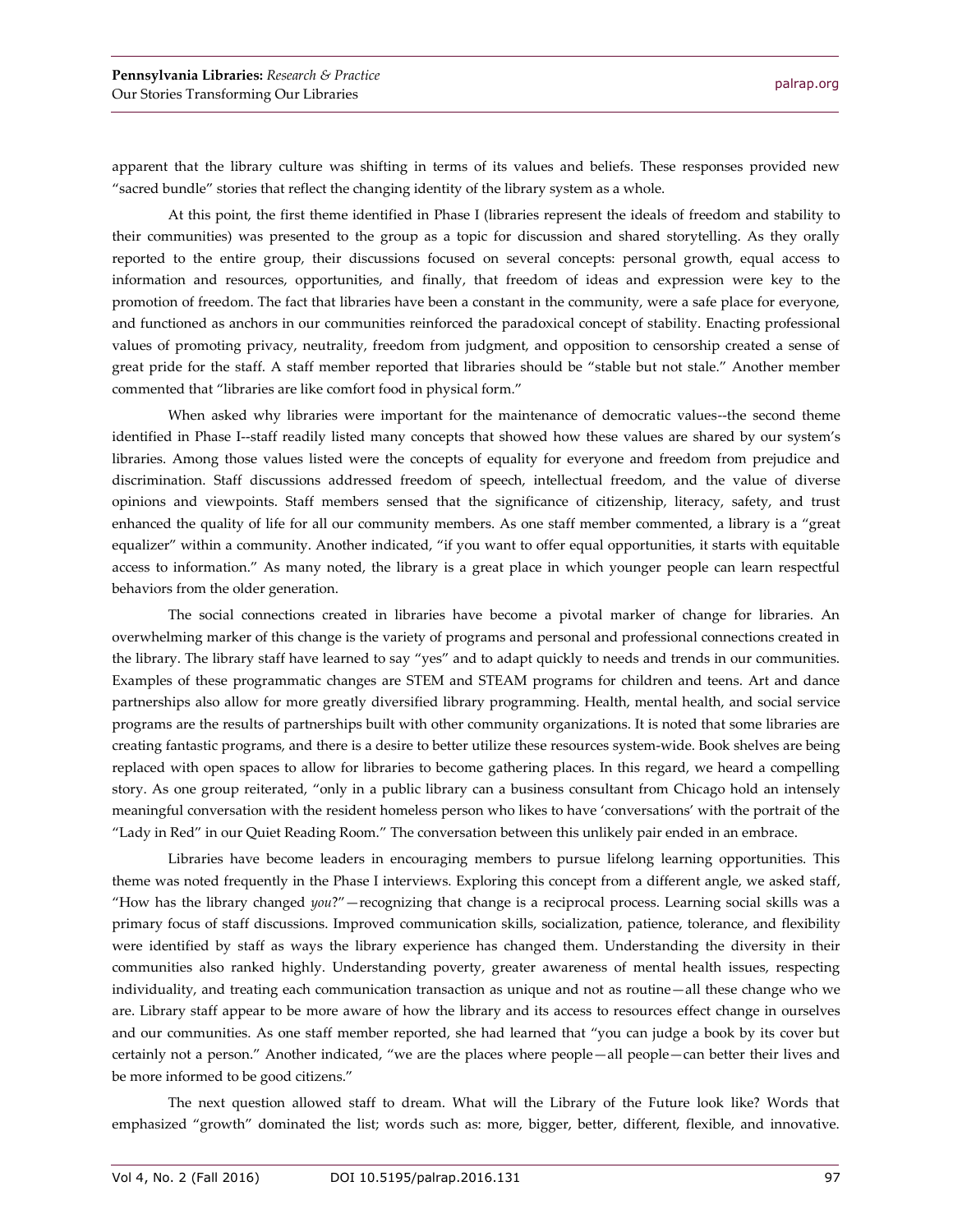apparent that the library culture was shifting in terms of its values and beliefs. These responses provided new "sacred bundle" stories that reflect the changing identity of the library system as a whole.

At this point, the first theme identified in Phase I (libraries represent the ideals of freedom and stability to their communities) was presented to the group as a topic for discussion and shared storytelling. As they orally reported to the entire group, their discussions focused on several concepts: personal growth, equal access to information and resources, opportunities, and finally, that freedom of ideas and expression were key to the promotion of freedom. The fact that libraries have been a constant in the community, were a safe place for everyone, and functioned as anchors in our communities reinforced the paradoxical concept of stability. Enacting professional values of promoting privacy, neutrality, freedom from judgment, and opposition to censorship created a sense of great pride for the staff. A staff member reported that libraries should be "stable but not stale." Another member commented that "libraries are like comfort food in physical form."

When asked why libraries were important for the maintenance of democratic values--the second theme identified in Phase I--staff readily listed many concepts that showed how these values are shared by our system's libraries. Among those values listed were the concepts of equality for everyone and freedom from prejudice and discrimination. Staff discussions addressed freedom of speech, intellectual freedom, and the value of diverse opinions and viewpoints. Staff members sensed that the significance of citizenship, literacy, safety, and trust enhanced the quality of life for all our community members. As one staff member commented, a library is a "great equalizer" within a community. Another indicated, "if you want to offer equal opportunities, it starts with equitable access to information." As many noted, the library is a great place in which younger people can learn respectful behaviors from the older generation.

The social connections created in libraries have become a pivotal marker of change for libraries. An overwhelming marker of this change is the variety of programs and personal and professional connections created in the library. The library staff have learned to say "yes" and to adapt quickly to needs and trends in our communities. Examples of these programmatic changes are STEM and STEAM programs for children and teens. Art and dance partnerships also allow for more greatly diversified library programming. Health, mental health, and social service programs are the results of partnerships built with other community organizations. It is noted that some libraries are creating fantastic programs, and there is a desire to better utilize these resources system-wide. Book shelves are being replaced with open spaces to allow for libraries to become gathering places. In this regard, we heard a compelling story. As one group reiterated, "only in a public library can a business consultant from Chicago hold an intensely meaningful conversation with the resident homeless person who likes to have 'conversations' with the portrait of the "Lady in Red" in our Quiet Reading Room." The conversation between this unlikely pair ended in an embrace.

Libraries have become leaders in encouraging members to pursue lifelong learning opportunities. This theme was noted frequently in the Phase I interviews. Exploring this concept from a different angle, we asked staff, "How has the library changed *you*?"—recognizing that change is a reciprocal process. Learning social skills was a primary focus of staff discussions. Improved communication skills, socialization, patience, tolerance, and flexibility were identified by staff as ways the library experience has changed them. Understanding the diversity in their communities also ranked highly. Understanding poverty, greater awareness of mental health issues, respecting individuality, and treating each communication transaction as unique and not as routine—all these change who we are. Library staff appear to be more aware of how the library and its access to resources effect change in ourselves and our communities. As one staff member reported, she had learned that "you can judge a book by its cover but certainly not a person." Another indicated, "we are the places where people—all people—can better their lives and be more informed to be good citizens."

The next question allowed staff to dream. What will the Library of the Future look like? Words that emphasized "growth" dominated the list; words such as: more, bigger, better, different, flexible, and innovative.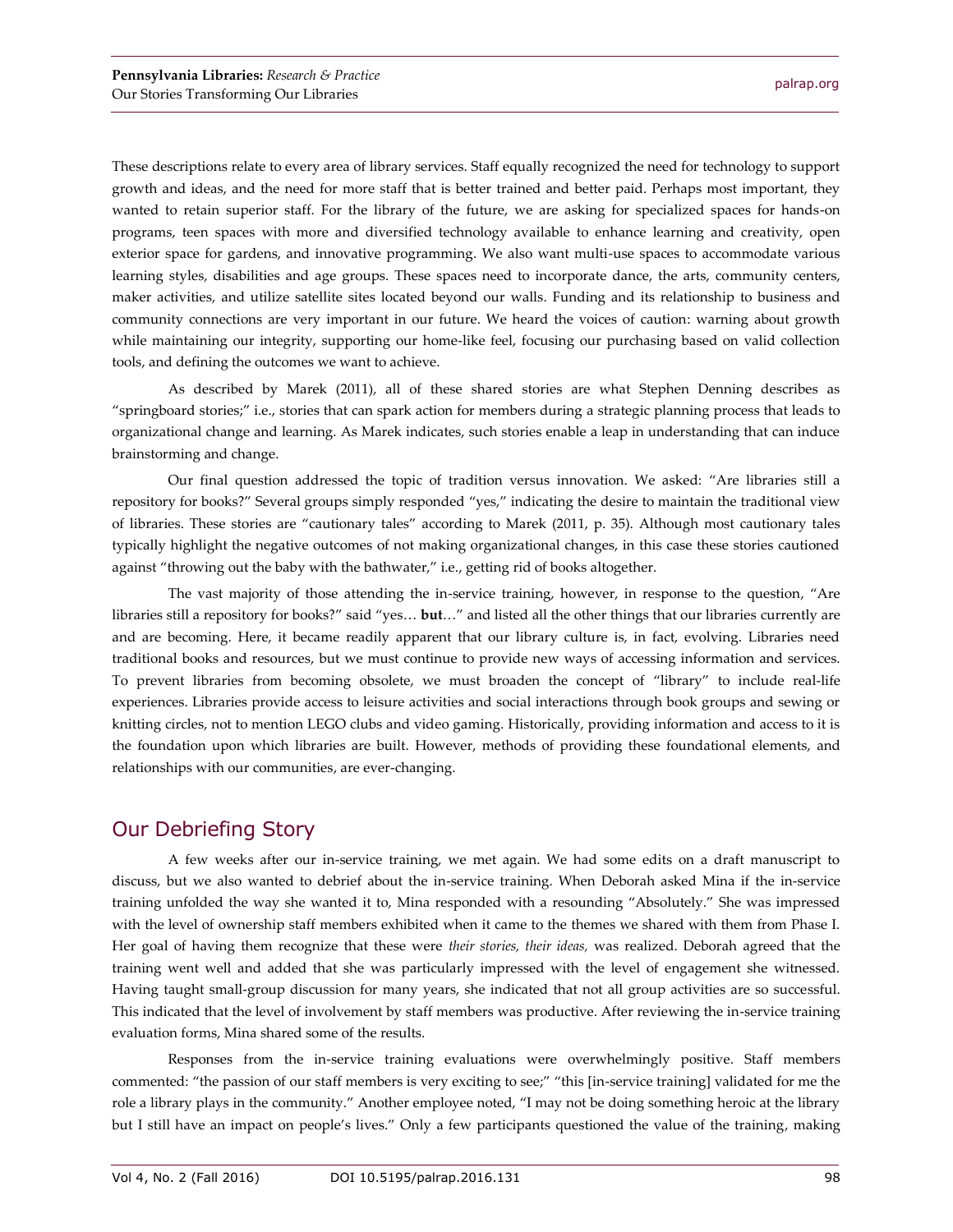These descriptions relate to every area of library services. Staff equally recognized the need for technology to support growth and ideas, and the need for more staff that is better trained and better paid. Perhaps most important, they wanted to retain superior staff. For the library of the future, we are asking for specialized spaces for hands-on programs, teen spaces with more and diversified technology available to enhance learning and creativity, open exterior space for gardens, and innovative programming. We also want multi-use spaces to accommodate various learning styles, disabilities and age groups. These spaces need to incorporate dance, the arts, community centers, maker activities, and utilize satellite sites located beyond our walls. Funding and its relationship to business and community connections are very important in our future. We heard the voices of caution: warning about growth while maintaining our integrity, supporting our home-like feel, focusing our purchasing based on valid collection tools, and defining the outcomes we want to achieve.

As described by Marek (2011), all of these shared stories are what Stephen Denning describes as "springboard stories;" i.e., stories that can spark action for members during a strategic planning process that leads to organizational change and learning. As Marek indicates, such stories enable a leap in understanding that can induce brainstorming and change.

Our final question addressed the topic of tradition versus innovation. We asked: "Are libraries still a repository for books?" Several groups simply responded "yes," indicating the desire to maintain the traditional view of libraries. These stories are "cautionary tales" according to Marek (2011, p. 35). Although most cautionary tales typically highlight the negative outcomes of not making organizational changes, in this case these stories cautioned against "throwing out the baby with the bathwater," i.e., getting rid of books altogether.

The vast majority of those attending the in-service training, however, in response to the question, "Are libraries still a repository for books?" said "yes… **but**…" and listed all the other things that our libraries currently are and are becoming. Here, it became readily apparent that our library culture is, in fact, evolving. Libraries need traditional books and resources, but we must continue to provide new ways of accessing information and services. To prevent libraries from becoming obsolete, we must broaden the concept of "library" to include real-life experiences. Libraries provide access to leisure activities and social interactions through book groups and sewing or knitting circles, not to mention LEGO clubs and video gaming. Historically, providing information and access to it is the foundation upon which libraries are built. However, methods of providing these foundational elements, and relationships with our communities, are ever-changing.

## Our Debriefing Story

A few weeks after our in-service training, we met again. We had some edits on a draft manuscript to discuss, but we also wanted to debrief about the in-service training. When Deborah asked Mina if the in-service training unfolded the way she wanted it to, Mina responded with a resounding "Absolutely." She was impressed with the level of ownership staff members exhibited when it came to the themes we shared with them from Phase I. Her goal of having them recognize that these were *their stories, their ideas,* was realized. Deborah agreed that the training went well and added that she was particularly impressed with the level of engagement she witnessed. Having taught small-group discussion for many years, she indicated that not all group activities are so successful. This indicated that the level of involvement by staff members was productive. After reviewing the in-service training evaluation forms, Mina shared some of the results.

Responses from the in-service training evaluations were overwhelmingly positive. Staff members commented: "the passion of our staff members is very exciting to see;" "this [in-service training] validated for me the role a library plays in the community." Another employee noted, "I may not be doing something heroic at the library but I still have an impact on people's lives." Only a few participants questioned the value of the training, making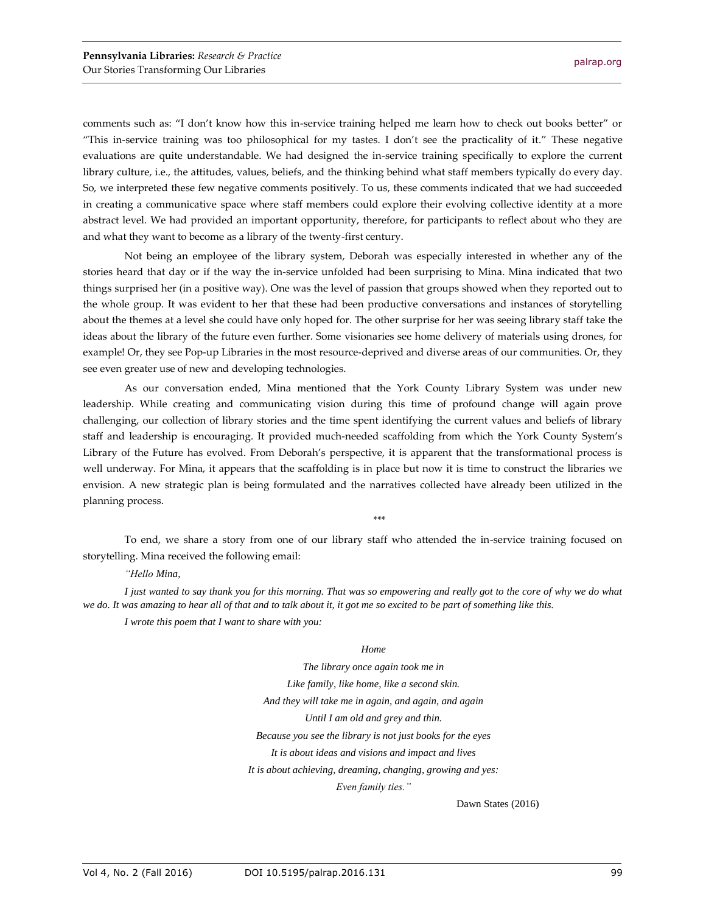comments such as: "I don't know how this in-service training helped me learn how to check out books better" or "This in-service training was too philosophical for my tastes. I don't see the practicality of it." These negative evaluations are quite understandable. We had designed the in-service training specifically to explore the current library culture, i.e., the attitudes, values, beliefs, and the thinking behind what staff members typically do every day. So, we interpreted these few negative comments positively. To us, these comments indicated that we had succeeded in creating a communicative space where staff members could explore their evolving collective identity at a more abstract level. We had provided an important opportunity, therefore, for participants to reflect about who they are and what they want to become as a library of the twenty-first century.

Not being an employee of the library system, Deborah was especially interested in whether any of the stories heard that day or if the way the in-service unfolded had been surprising to Mina. Mina indicated that two things surprised her (in a positive way). One was the level of passion that groups showed when they reported out to the whole group. It was evident to her that these had been productive conversations and instances of storytelling about the themes at a level she could have only hoped for. The other surprise for her was seeing library staff take the ideas about the library of the future even further. Some visionaries see home delivery of materials using drones, for example! Or, they see Pop-up Libraries in the most resource-deprived and diverse areas of our communities. Or, they see even greater use of new and developing technologies.

As our conversation ended, Mina mentioned that the York County Library System was under new leadership. While creating and communicating vision during this time of profound change will again prove challenging, our collection of library stories and the time spent identifying the current values and beliefs of library staff and leadership is encouraging. It provided much-needed scaffolding from which the York County System's Library of the Future has evolved. From Deborah's perspective, it is apparent that the transformational process is well underway. For Mina, it appears that the scaffolding is in place but now it is time to construct the libraries we envision. A new strategic plan is being formulated and the narratives collected have already been utilized in the planning process.

***

To end, we share a story from one of our library staff who attended the in-service training focused on storytelling. Mina received the following email:

*"Hello Mina,*

*I just wanted to say thank you for this morning. That was so empowering and really got to the core of why we do what we do. It was amazing to hear all of that and to talk about it, it got me so excited to be part of something like this.*

*I wrote this poem that I want to share with you:*

*Home*

*The library once again took me in*
*Like family, like home, like a second skin.*
*And they will take me in again, and again, and again*
*Until I am old and grey and thin.*
*Because you see the library is not just books for the eyes*
*It is about ideas and visions and impact and lives*
*It is about achieving, dreaming, changing, growing and yes:*
*Even family ties."*

Dawn States (2016)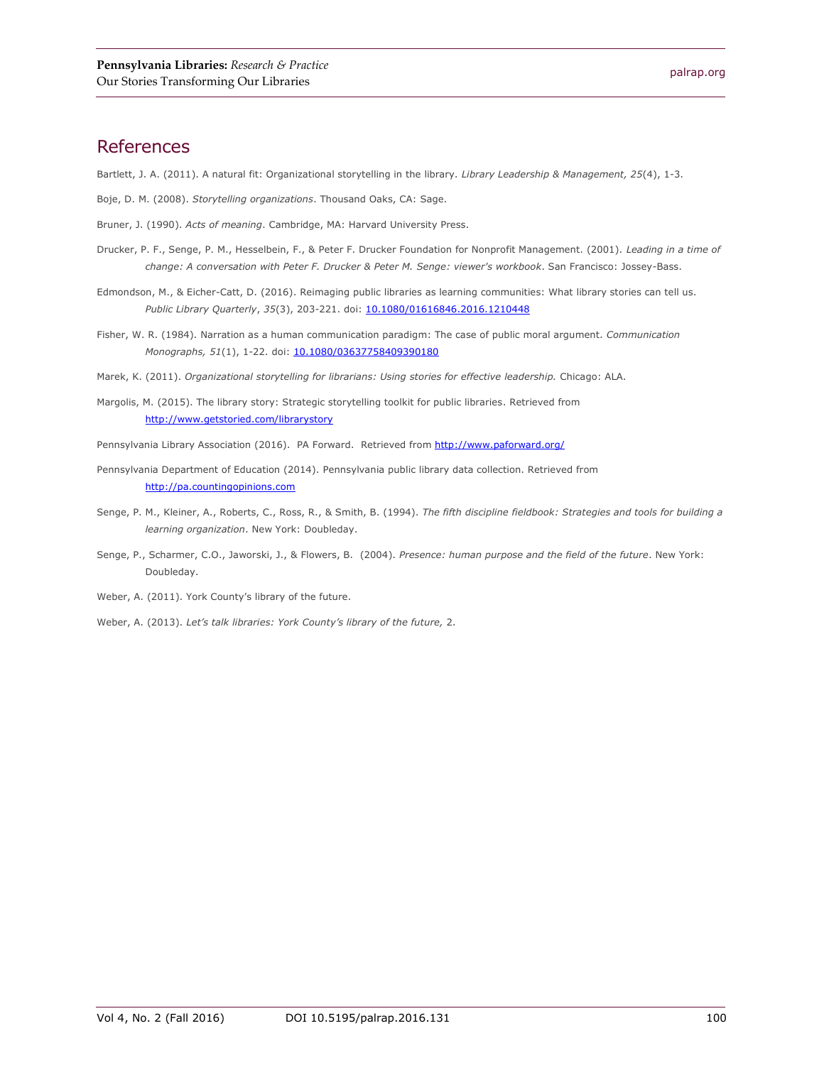## References

Bartlett, J. A. (2011). A natural fit: Organizational storytelling in the library. *Library Leadership & Management, 25*(4), 1-3.

Boje, D. M. (2008). *Storytelling organizations*. Thousand Oaks, CA: Sage.

Bruner, J. (1990). *Acts of meaning*. Cambridge, MA: Harvard University Press.

Drucker, P. F., Senge, P. M., Hesselbein, F., & Peter F. Drucker Foundation for Nonprofit Management. (2001). *Leading in a time of change: A conversation with Peter F. Drucker & Peter M. Senge: viewer's workbook*. San Francisco: Jossey-Bass.

Edmondson, M., & Eicher-Catt, D. (2016). Reimaging public libraries as learning communities: What library stories can tell us. *Public Library Quarterly*, *35*(3), 203-221. doi: [10.1080/01616846.2016.1210448](https://doi.org/10.1080/01616846.2016.1210448)

Fisher, W. R. (1984). Narration as a human communication paradigm: The case of public moral argument. *Communication Monographs, 51*(1), 1-22. doi: [10.1080/03637758409390180](https://doi.org/10.1080/03637758409390180)

Marek, K. (2011). *Organizational storytelling for librarians: Using stories for effective leadership.* Chicago: ALA.

Margolis, M. (2015). The library story: Strategic storytelling toolkit for public libraries. Retrieved from [http://www.getstoried.com/librarystory](http://www.getstoried.com/librarystory)

Pennsylvania Library Association (2016). PA Forward. Retrieved from [http://www.paforward.org/](http://www.paforward.org/)

Pennsylvania Department of Education (2014). Pennsylvania public library data collection. Retrieved from [http://pa.countingopinions.com](http://pa.countingopinions.com)

Senge, P. M., Kleiner, A., Roberts, C., Ross, R., & Smith, B. (1994). *The fifth discipline fieldbook: Strategies and tools for building a learning organization*. New York: Doubleday.

Senge, P., Scharmer, C.O., Jaworski, J., & Flowers, B. (2004). *Presence: human purpose and the field of the future*. New York: Doubleday.

Weber, A. (2011). York County's library of the future.

Weber, A. (2013). *Let's talk libraries: York County's library of the future,* 2.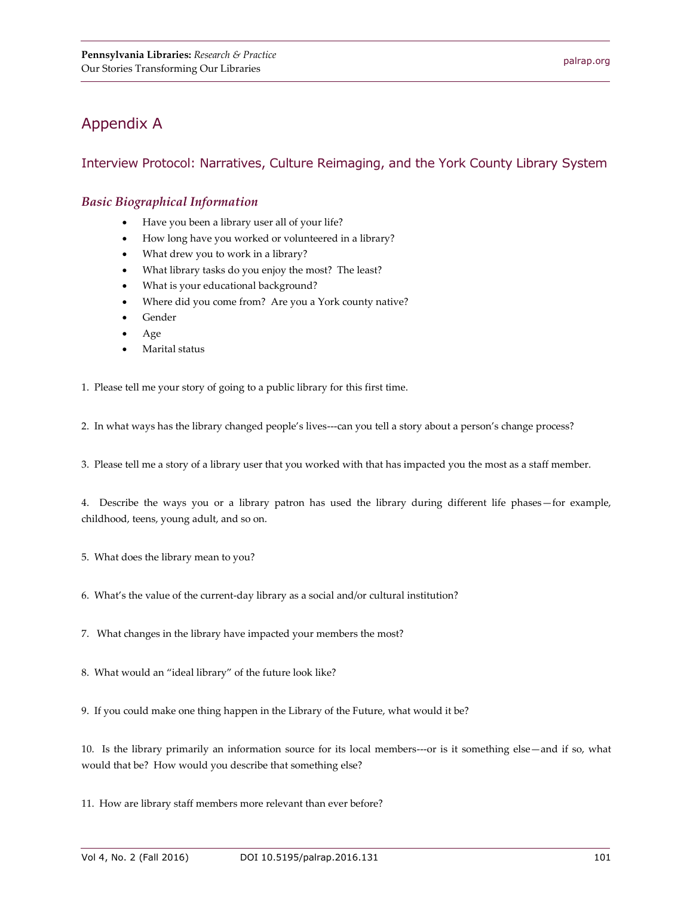# Appendix A

## Interview Protocol: Narratives, Culture Reimaging, and the York County Library System

### *Basic Biographical Information*

- Have you been a library user all of your life?
- How long have you worked or volunteered in a library?
- What drew you to work in a library?
- What library tasks do you enjoy the most? The least?
- What is your educational background?
- Where did you come from? Are you a York county native?
- Gender
- Age
- Marital status

1. Please tell me your story of going to a public library for this first time.

2. In what ways has the library changed people's lives---can you tell a story about a person's change process?

3. Please tell me a story of a library user that you worked with that has impacted you the most as a staff member.

4. Describe the ways you or a library patron has used the library during different life phases—for example, childhood, teens, young adult, and so on.

5. What does the library mean to you?

6. What's the value of the current-day library as a social and/or cultural institution?

7. What changes in the library have impacted your members the most?

8. What would an "ideal library" of the future look like?

9. If you could make one thing happen in the Library of the Future, what would it be?

10. Is the library primarily an information source for its local members---or is it something else—and if so, what would that be? How would you describe that something else?

11. How are library staff members more relevant than ever before?